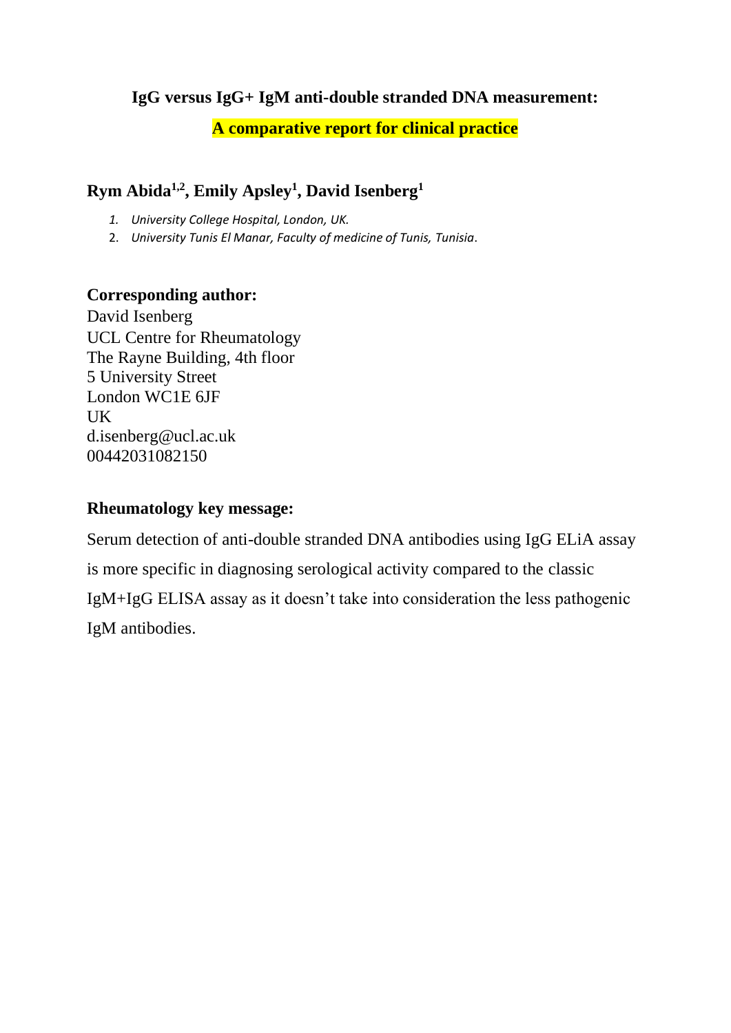# IgG versus IgG+ IgM anti-double stranded DNA measurement:

## A comparative report for clinical practice

**Rym Abida[1,2], Emily Apsley[1], David Isenberg[1]**

1. *University College Hospital, London, UK.*
2. *University Tunis El Manar, Faculty of medicine of Tunis, Tunisia*.

**Corresponding author:**

David Isenberg
UCL Centre for Rheumatology
The Rayne Building, 4th floor
5 University Street
London WC1E 6JF
UK
d.isenberg@ucl.ac.uk
00442031082150

**Rheumatology key message:**

Serum detection of anti-double stranded DNA antibodies using IgG ELiA assay is more specific in diagnosing serological activity compared to the classic IgM+IgG ELISA assay as it doesn't take into consideration the less pathogenic IgM antibodies.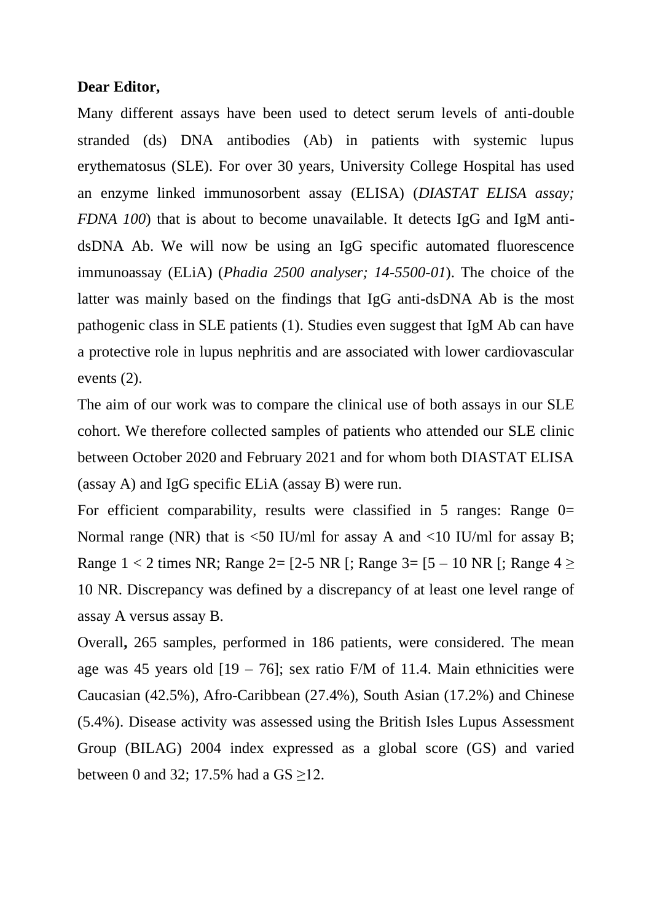**Dear Editor,**

Many different assays have been used to detect serum levels of anti-double stranded (ds) DNA antibodies (Ab) in patients with systemic lupus erythematosus (SLE). For over 30 years, University College Hospital has used an enzyme linked immunosorbent assay (ELISA) (*DIASTAT ELISA assay; FDNA 100*) that is about to become unavailable. It detects IgG and IgM anti-dsDNA Ab. We will now be using an IgG specific automated fluorescence immunoassay (ELiA) (*Phadia 2500 analyser; 14-5500-01*). The choice of the latter was mainly based on the findings that IgG anti-dsDNA Ab is the most pathogenic class in SLE patients (1). Studies even suggest that IgM Ab can have a protective role in lupus nephritis and are associated with lower cardiovascular events (2).

The aim of our work was to compare the clinical use of both assays in our SLE cohort. We therefore collected samples of patients who attended our SLE clinic between October 2020 and February 2021 and for whom both DIASTAT ELISA (assay A) and IgG specific ELiA (assay B) were run.

For efficient comparability, results were classified in 5 ranges: Range 0= Normal range (NR) that is <50 IU/ml for assay A and <10 IU/ml for assay B; Range 1 < 2 times NR; Range 2= [2-5 NR [; Range 3= [5 – 10 NR [; Range 4 ≥ 10 NR. Discrepancy was defined by a discrepancy of at least one level range of assay A versus assay B.

Overall**,** 265 samples, performed in 186 patients, were considered. The mean age was 45 years old [19 – 76]; sex ratio F/M of 11.4. Main ethnicities were Caucasian (42.5%), Afro-Caribbean (27.4%), South Asian (17.2%) and Chinese (5.4%). Disease activity was assessed using the British Isles Lupus Assessment Group (BILAG) 2004 index expressed as a global score (GS) and varied between 0 and 32; 17.5% had a GS ≥12.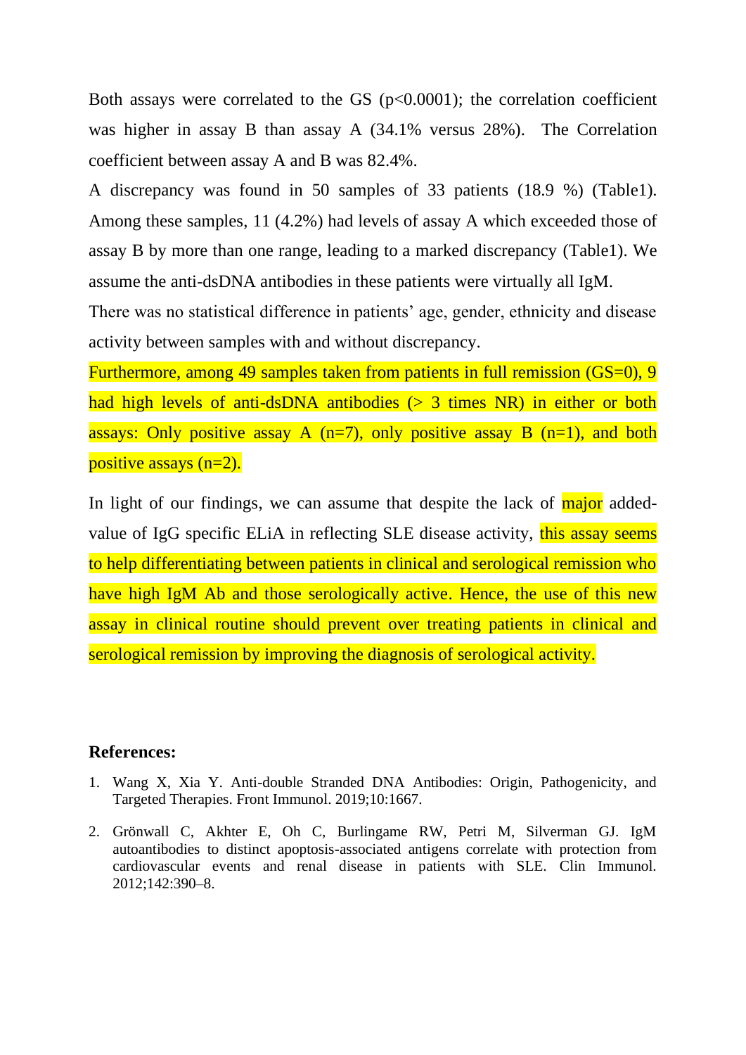Both assays were correlated to the GS ($p<0.0001$); the correlation coefficient was higher in assay B than assay A (34.1% versus 28%). The Correlation coefficient between assay A and B was 82.4%.

A discrepancy was found in 50 samples of 33 patients (18.9 %) (Table1). Among these samples, 11 (4.2%) had levels of assay A which exceeded those of assay B by more than one range, leading to a marked discrepancy (Table1). We assume the anti-dsDNA antibodies in these patients were virtually all IgM.

There was no statistical difference in patients' age, gender, ethnicity and disease activity between samples with and without discrepancy.

Furthermore, among 49 samples taken from patients in full remission (GS=0), 9 had high levels of anti-dsDNA antibodies (> 3 times NR) in either or both assays: Only positive assay A (n=7), only positive assay B (n=1), and both positive assays (n=2).

In light of our findings, we can assume that despite the lack of major added-value of IgG specific ELiA in reflecting SLE disease activity, this assay seems to help differentiating between patients in clinical and serological remission who have high IgM Ab and those serologically active. Hence, the use of this new assay in clinical routine should prevent over treating patients in clinical and serological remission by improving the diagnosis of serological activity.

**References:**

1. Wang X, Xia Y. Anti-double Stranded DNA Antibodies: Origin, Pathogenicity, and Targeted Therapies. Front Immunol. 2019;10:1667.
2. Grönwall C, Akhter E, Oh C, Burlingame RW, Petri M, Silverman GJ. IgM autoantibodies to distinct apoptosis-associated antigens correlate with protection from cardiovascular events and renal disease in patients with SLE. Clin Immunol. 2012;142:390–8.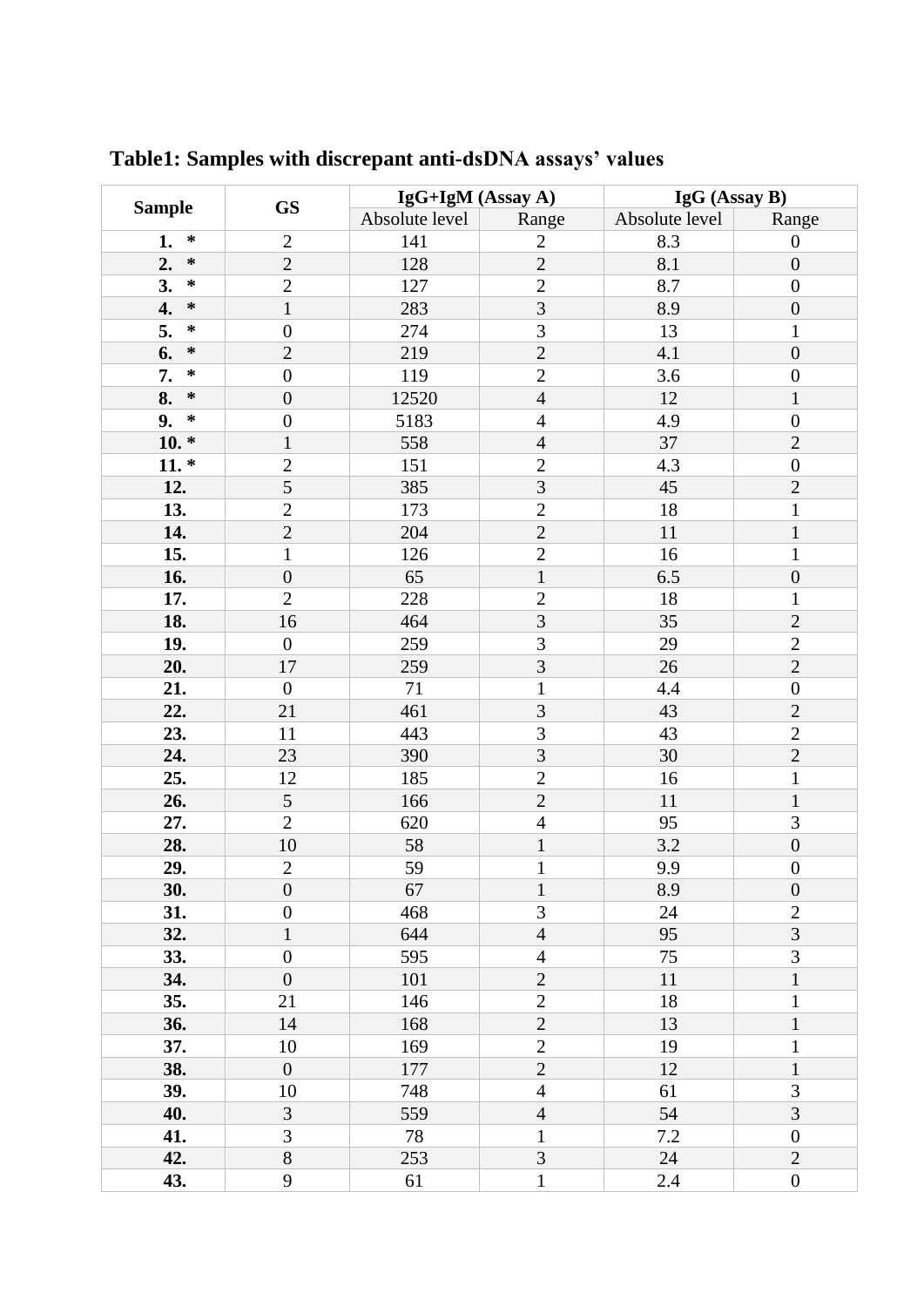**Table1: Samples with discrepant anti-dsDNA assays' values**

| Sample | GS | IgG+IgM (Assay A) | | IgG (Assay B) | |
|---|---|---|---|---|---|
| | | Absolute level | Range | Absolute level | Range |
| **1. *** | 2 | 141 | 2 | 8.3 | 0 |
| **2. *** | 2 | 128 | 2 | 8.1 | 0 |
| **3. *** | 2 | 127 | 2 | 8.7 | 0 |
| **4. *** | 1 | 283 | 3 | 8.9 | 0 |
| **5. *** | 0 | 274 | 3 | 13 | 1 |
| **6. *** | 2 | 219 | 2 | 4.1 | 0 |
| **7. *** | 0 | 119 | 2 | 3.6 | 0 |
| **8. *** | 0 | 12520 | 4 | 12 | 1 |
| **9. *** | 0 | 5183 | 4 | 4.9 | 0 |
| **10. *** | 1 | 558 | 4 | 37 | 2 |
| **11. *** | 2 | 151 | 2 | 4.3 | 0 |
| **12.** | 5 | 385 | 3 | 45 | 2 |
| **13.** | 2 | 173 | 2 | 18 | 1 |
| **14.** | 2 | 204 | 2 | 11 | 1 |
| **15.** | 1 | 126 | 2 | 16 | 1 |
| **16.** | 0 | 65 | 1 | 6.5 | 0 |
| **17.** | 2 | 228 | 2 | 18 | 1 |
| **18.** | 16 | 464 | 3 | 35 | 2 |
| **19.** | 0 | 259 | 3 | 29 | 2 |
| **20.** | 17 | 259 | 3 | 26 | 2 |
| **21.** | 0 | 71 | 1 | 4.4 | 0 |
| **22.** | 21 | 461 | 3 | 43 | 2 |
| **23.** | 11 | 443 | 3 | 43 | 2 |
| **24.** | 23 | 390 | 3 | 30 | 2 |
| **25.** | 12 | 185 | 2 | 16 | 1 |
| **26.** | 5 | 166 | 2 | 11 | 1 |
| **27.** | 2 | 620 | 4 | 95 | 3 |
| **28.** | 10 | 58 | 1 | 3.2 | 0 |
| **29.** | 2 | 59 | 1 | 9.9 | 0 |
| **30.** | 0 | 67 | 1 | 8.9 | 0 |
| **31.** | 0 | 468 | 3 | 24 | 2 |
| **32.** | 1 | 644 | 4 | 95 | 3 |
| **33.** | 0 | 595 | 4 | 75 | 3 |
| **34.** | 0 | 101 | 2 | 11 | 1 |
| **35.** | 21 | 146 | 2 | 18 | 1 |
| **36.** | 14 | 168 | 2 | 13 | 1 |
| **37.** | 10 | 169 | 2 | 19 | 1 |
| **38.** | 0 | 177 | 2 | 12 | 1 |
| **39.** | 10 | 748 | 4 | 61 | 3 |
| **40.** | 3 | 559 | 4 | 54 | 3 |
| **41.** | 3 | 78 | 1 | 7.2 | 0 |
| **42.** | 8 | 253 | 3 | 24 | 2 |
| **43.** | 9 | 61 | 1 | 2.4 | 0 |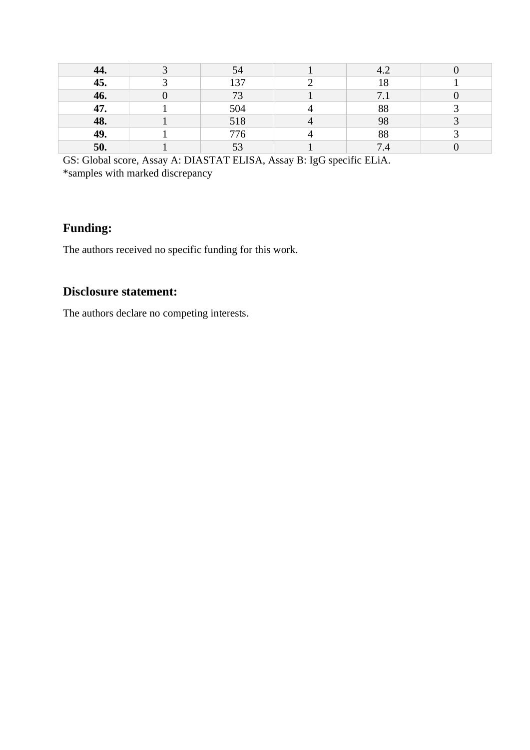| | | | | | |
|---|---|---|---|---|---|
| **44.** | 3 | 54 | 1 | 4.2 | 0 |
| **45.** | 3 | 137 | 2 | 18 | 1 |
| **46.** | 0 | 73 | 1 | 7.1 | 0 |
| **47.** | 1 | 504 | 4 | 88 | 3 |
| **48.** | 1 | 518 | 4 | 98 | 3 |
| **49.** | 1 | 776 | 4 | 88 | 3 |
| **50.** | 1 | 53 | 1 | 7.4 | 0 |

GS: Global score, Assay A: DIASTAT ELISA, Assay B: IgG specific ELiA.
*samples with marked discrepancy

## Funding:

The authors received no specific funding for this work.

## Disclosure statement:

The authors declare no competing interests.